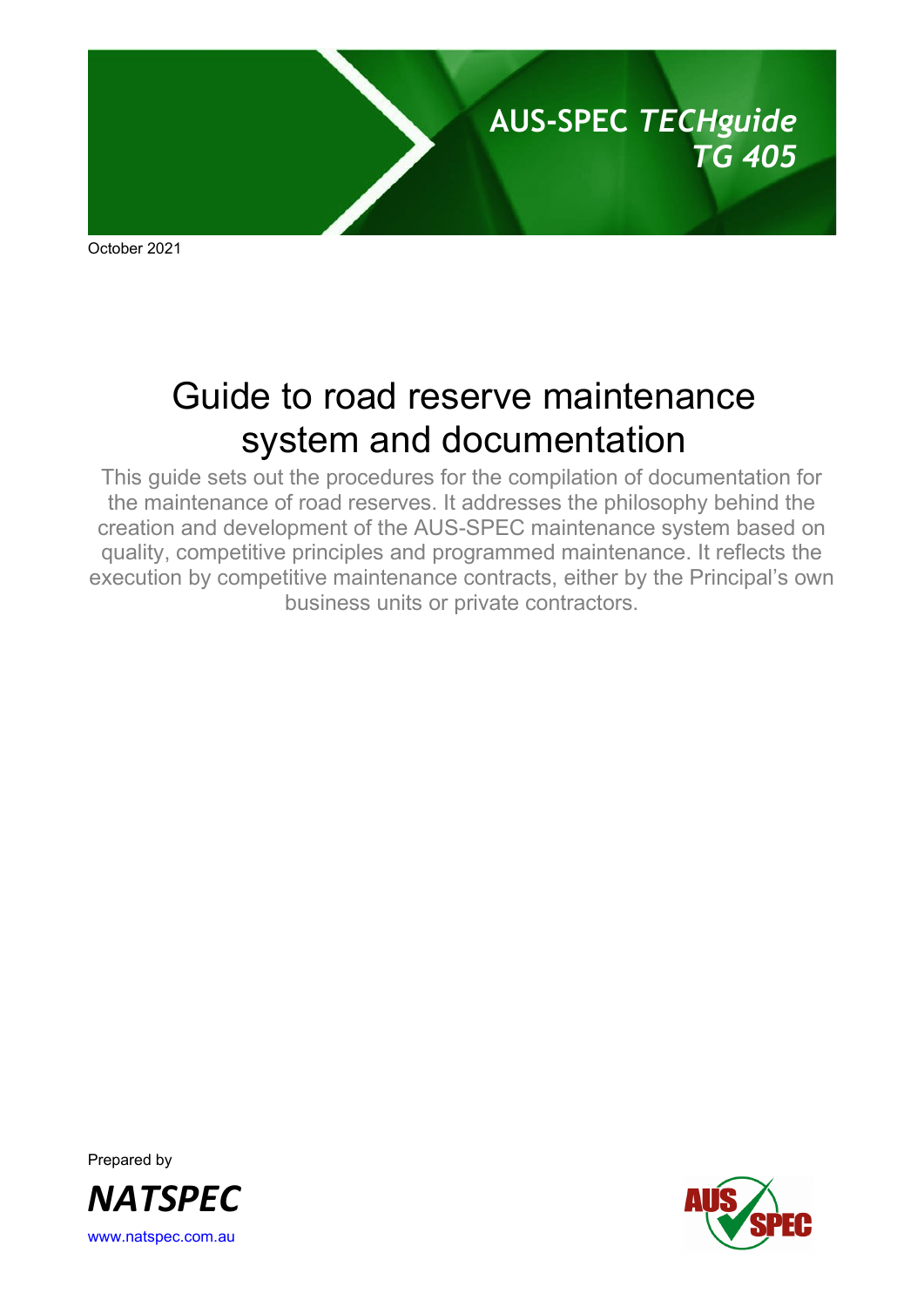AUS-SPEC *TECHguide*
*TG 405*

October 2021

# Guide to road reserve maintenance system and documentation

This guide sets out the procedures for the compilation of documentation for the maintenance of road reserves. It addresses the philosophy behind the creation and development of the AUS-SPEC maintenance system based on quality, competitive principles and programmed maintenance. It reflects the execution by competitive maintenance contracts, either by the Principal's own business units or private contractors.

Prepared by

***NATSPEC***

www.natspec.com.au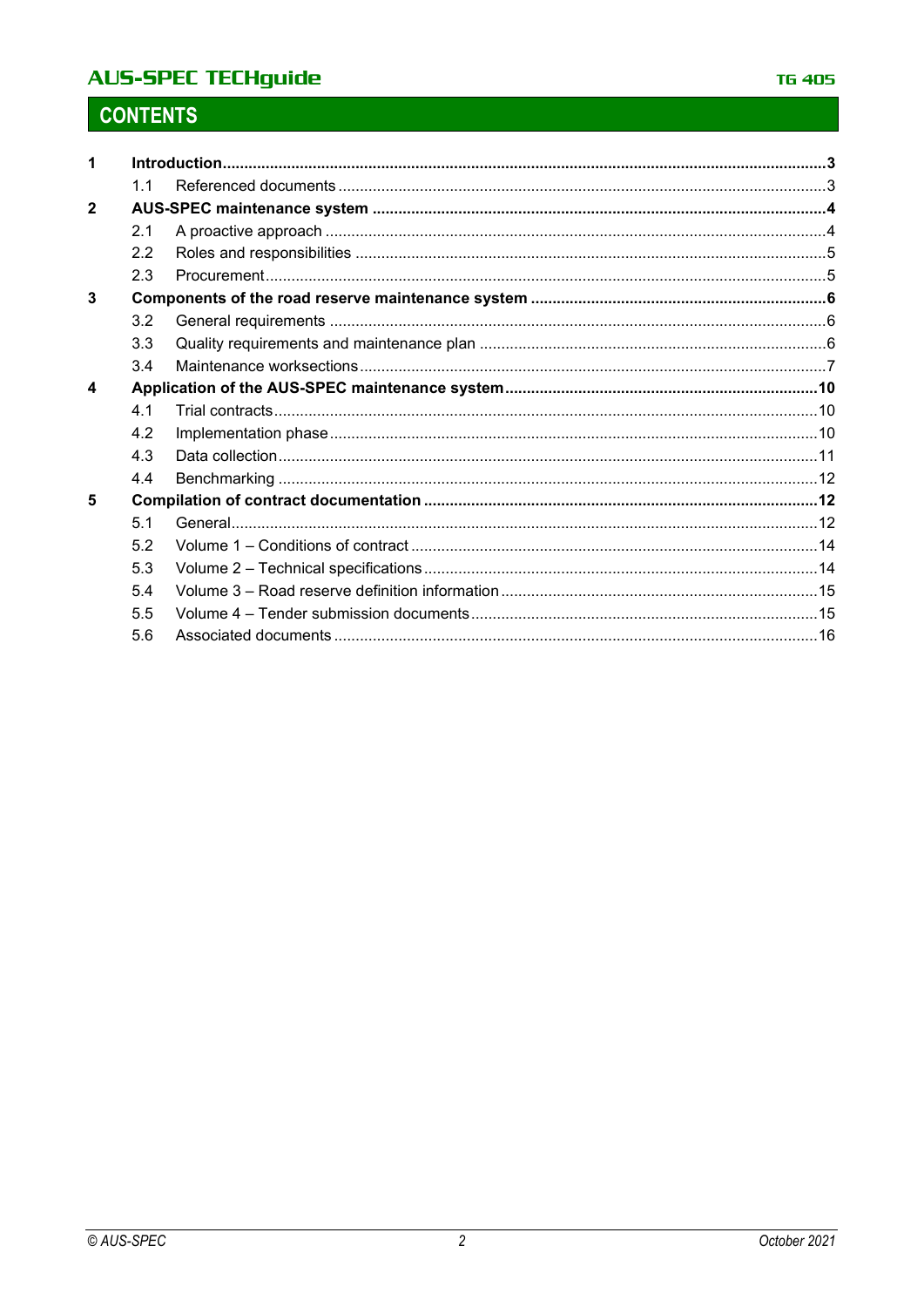## CONTENTS

| | | | |
|---|---|---|---|
| **1** | **Introduction** | | **3** |
| | 1.1 | Referenced documents | 3 |
| **2** | **AUS-SPEC maintenance system** | | **4** |
| | 2.1 | A proactive approach | 4 |
| | 2.2 | Roles and responsibilities | 5 |
| | 2.3 | Procurement | 5 |
| **3** | **Components of the road reserve maintenance system** | | **6** |
| | 3.2 | General requirements | 6 |
| | 3.3 | Quality requirements and maintenance plan | 6 |
| | 3.4 | Maintenance worksections | 7 |
| **4** | **Application of the AUS-SPEC maintenance system** | | **10** |
| | 4.1 | Trial contracts | 10 |
| | 4.2 | Implementation phase | 10 |
| | 4.3 | Data collection | 11 |
| | 4.4 | Benchmarking | 12 |
| **5** | **Compilation of contract documentation** | | **12** |
| | 5.1 | General | 12 |
| | 5.2 | Volume 1 – Conditions of contract | 14 |
| | 5.3 | Volume 2 – Technical specifications | 14 |
| | 5.4 | Volume 3 – Road reserve definition information | 15 |
| | 5.5 | Volume 4 – Tender submission documents | 15 |
| | 5.6 | Associated documents | 16 |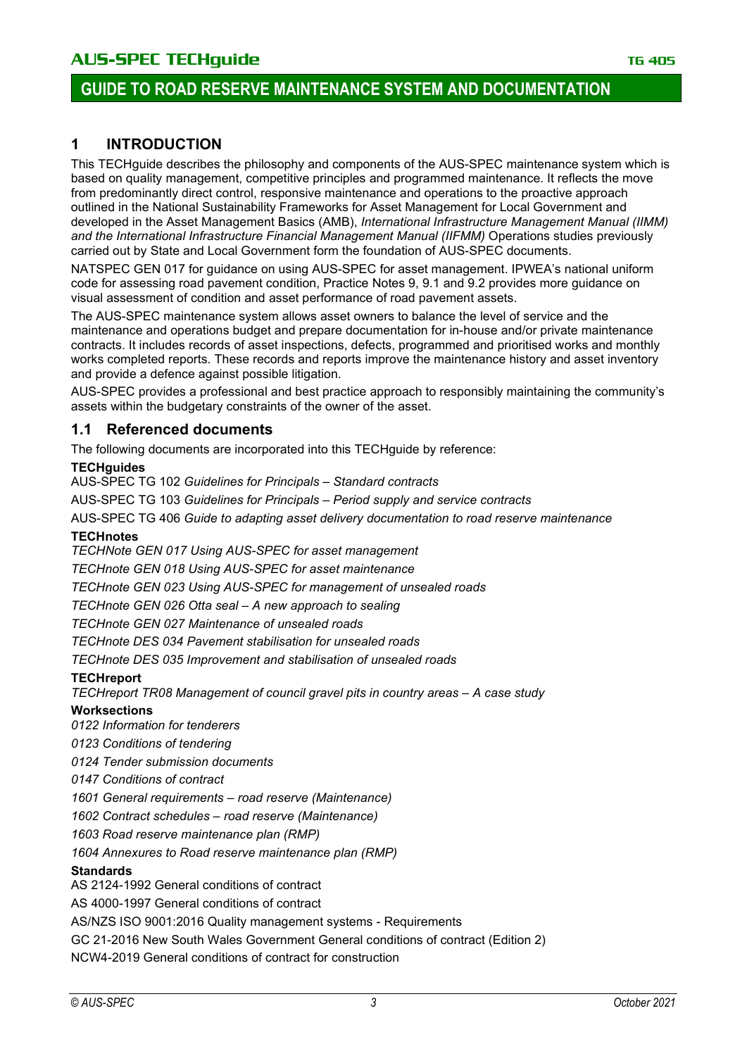# GUIDE TO ROAD RESERVE MAINTENANCE SYSTEM AND DOCUMENTATION

## 1 INTRODUCTION

This TECHguide describes the philosophy and components of the AUS-SPEC maintenance system which is based on quality management, competitive principles and programmed maintenance. It reflects the move from predominantly direct control, responsive maintenance and operations to the proactive approach outlined in the National Sustainability Frameworks for Asset Management for Local Government and developed in the Asset Management Basics (AMB), *International Infrastructure Management Manual (IIMM) and the International Infrastructure Financial Management Manual (IIFMM)* Operations studies previously carried out by State and Local Government form the foundation of AUS-SPEC documents.

NATSPEC GEN 017 for guidance on using AUS-SPEC for asset management. IPWEA's national uniform code for assessing road pavement condition, Practice Notes 9, 9.1 and 9.2 provides more guidance on visual assessment of condition and asset performance of road pavement assets.

The AUS-SPEC maintenance system allows asset owners to balance the level of service and the maintenance and operations budget and prepare documentation for in-house and/or private maintenance contracts. It includes records of asset inspections, defects, programmed and prioritised works and monthly works completed reports. These records and reports improve the maintenance history and asset inventory and provide a defence against possible litigation.

AUS-SPEC provides a professional and best practice approach to responsibly maintaining the community's assets within the budgetary constraints of the owner of the asset.

### 1.1 Referenced documents

The following documents are incorporated into this TECHguide by reference:

**TECHguides**

AUS-SPEC TG 102 *Guidelines for Principals – Standard contracts*

AUS-SPEC TG 103 *Guidelines for Principals – Period supply and service contracts*

AUS-SPEC TG 406 *Guide to adapting asset delivery documentation to road reserve maintenance*

**TECHnotes**

*TECHNote GEN 017 Using AUS-SPEC for asset management*

*TECHnote GEN 018 Using AUS-SPEC for asset maintenance*

*TECHnote GEN 023 Using AUS-SPEC for management of unsealed roads*

*TECHnote GEN 026 Otta seal – A new approach to sealing*

*TECHnote GEN 027 Maintenance of unsealed roads*

*TECHnote DES 034 Pavement stabilisation for unsealed roads*

*TECHnote DES 035 Improvement and stabilisation of unsealed roads*

**TECHreport**

*TECHreport TR08 Management of council gravel pits in country areas – A case study*

**Worksections**

*0122 Information for tenderers*

*0123 Conditions of tendering*

*0124 Tender submission documents*

*0147 Conditions of contract*

*1601 General requirements – road reserve (Maintenance)*

*1602 Contract schedules – road reserve (Maintenance)*

*1603 Road reserve maintenance plan (RMP)*

*1604 Annexures to Road reserve maintenance plan (RMP)*

**Standards**

AS 2124-1992 General conditions of contract

AS 4000-1997 General conditions of contract

AS/NZS ISO 9001:2016 Quality management systems - Requirements

GC 21-2016 New South Wales Government General conditions of contract (Edition 2)

NCW4-2019 General conditions of contract for construction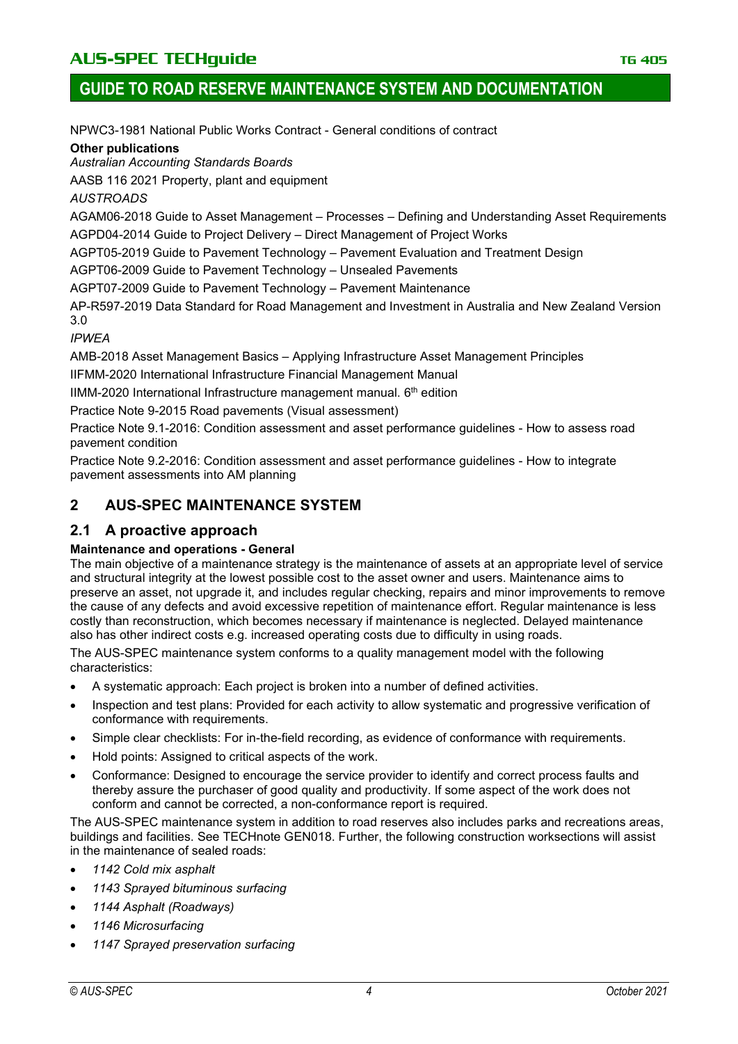NPWC3-1981 National Public Works Contract - General conditions of contract

**Other publications**

*Australian Accounting Standards Boards*

AASB 116 2021 Property, plant and equipment

*AUSTROADS*

AGAM06-2018 Guide to Asset Management – Processes – Defining and Understanding Asset Requirements

AGPD04-2014 Guide to Project Delivery – Direct Management of Project Works

AGPT05-2019 Guide to Pavement Technology – Pavement Evaluation and Treatment Design

AGPT06-2009 Guide to Pavement Technology – Unsealed Pavements

AGPT07-2009 Guide to Pavement Technology – Pavement Maintenance

AP-R597-2019 Data Standard for Road Management and Investment in Australia and New Zealand Version 3.0

*IPWEA*

AMB-2018 Asset Management Basics – Applying Infrastructure Asset Management Principles

IIFMM-2020 International Infrastructure Financial Management Manual

IIMM-2020 International Infrastructure management manual. 6th edition

Practice Note 9-2015 Road pavements (Visual assessment)

Practice Note 9.1-2016: Condition assessment and asset performance guidelines - How to assess road pavement condition

Practice Note 9.2-2016: Condition assessment and asset performance guidelines - How to integrate pavement assessments into AM planning

## 2 AUS-SPEC MAINTENANCE SYSTEM

### 2.1 A proactive approach

**Maintenance and operations - General**

The main objective of a maintenance strategy is the maintenance of assets at an appropriate level of service and structural integrity at the lowest possible cost to the asset owner and users. Maintenance aims to preserve an asset, not upgrade it, and includes regular checking, repairs and minor improvements to remove the cause of any defects and avoid excessive repetition of maintenance effort. Regular maintenance is less costly than reconstruction, which becomes necessary if maintenance is neglected. Delayed maintenance also has other indirect costs e.g. increased operating costs due to difficulty in using roads.

The AUS-SPEC maintenance system conforms to a quality management model with the following characteristics:

- A systematic approach: Each project is broken into a number of defined activities.
- Inspection and test plans: Provided for each activity to allow systematic and progressive verification of conformance with requirements.
- Simple clear checklists: For in-the-field recording, as evidence of conformance with requirements.
- Hold points: Assigned to critical aspects of the work.
- Conformance: Designed to encourage the service provider to identify and correct process faults and thereby assure the purchaser of good quality and productivity. If some aspect of the work does not conform and cannot be corrected, a non-conformance report is required.

The AUS-SPEC maintenance system in addition to road reserves also includes parks and recreations areas, buildings and facilities. See TECHnote GEN018. Further, the following construction worksections will assist in the maintenance of sealed roads:

- *1142 Cold mix asphalt*
- *1143 Sprayed bituminous surfacing*
- *1144 Asphalt (Roadways)*
- *1146 Microsurfacing*
- *1147 Sprayed preservation surfacing*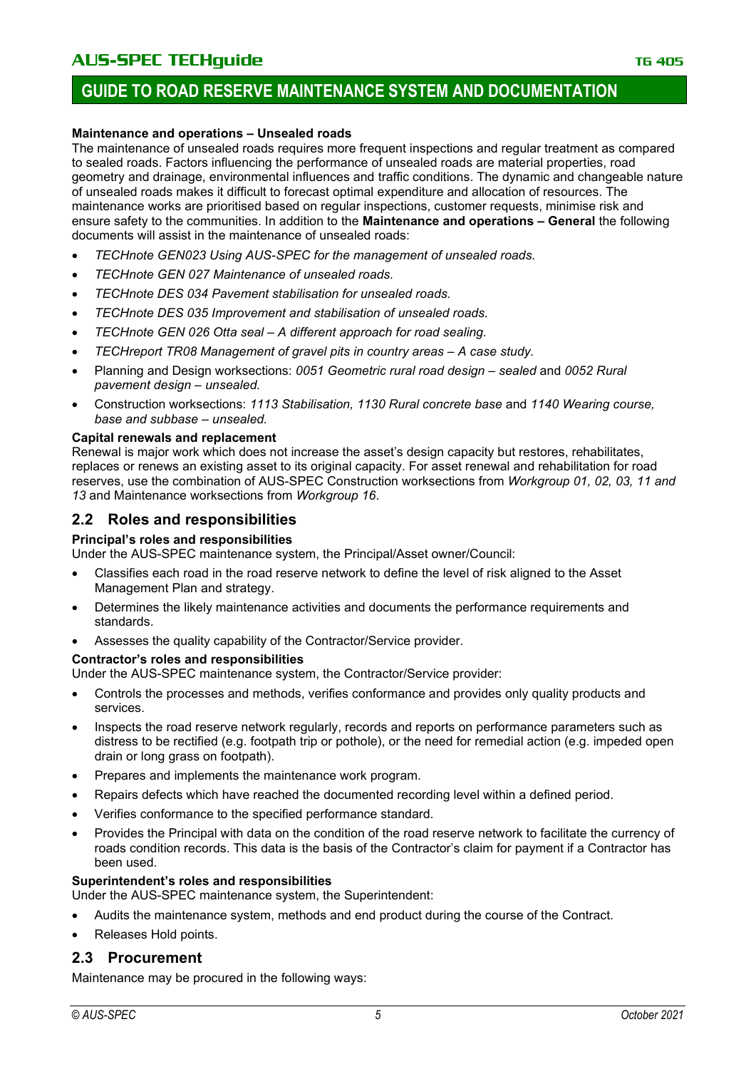**Maintenance and operations – Unsealed roads**

The maintenance of unsealed roads requires more frequent inspections and regular treatment as compared to sealed roads. Factors influencing the performance of unsealed roads are material properties, road geometry and drainage, environmental influences and traffic conditions. The dynamic and changeable nature of unsealed roads makes it difficult to forecast optimal expenditure and allocation of resources. The maintenance works are prioritised based on regular inspections, customer requests, minimise risk and ensure safety to the communities. In addition to the **Maintenance and operations – General** the following documents will assist in the maintenance of unsealed roads:

- *TECHnote GEN023 Using AUS-SPEC for the management of unsealed roads.*
- *TECHnote GEN 027 Maintenance of unsealed roads.*
- *TECHnote DES 034 Pavement stabilisation for unsealed roads.*
- *TECHnote DES 035 Improvement and stabilisation of unsealed roads.*
- *TECHnote GEN 026 Otta seal – A different approach for road sealing.*
- *TECHreport TR08 Management of gravel pits in country areas – A case study.*
- Planning and Design worksections: *0051 Geometric rural road design – sealed* and *0052 Rural pavement design – unsealed.*
- Construction worksections: *1113 Stabilisation, 1130 Rural concrete base* and *1140 Wearing course, base and subbase – unsealed.*

**Capital renewals and replacement**

Renewal is major work which does not increase the asset's design capacity but restores, rehabilitates, replaces or renews an existing asset to its original capacity. For asset renewal and rehabilitation for road reserves, use the combination of AUS-SPEC Construction worksections from *Workgroup 01, 02, 03, 11 and 13* and Maintenance worksections from *Workgroup 16*.

## 2.2 Roles and responsibilities

**Principal's roles and responsibilities**

Under the AUS-SPEC maintenance system, the Principal/Asset owner/Council:

- Classifies each road in the road reserve network to define the level of risk aligned to the Asset Management Plan and strategy.
- Determines the likely maintenance activities and documents the performance requirements and standards.
- Assesses the quality capability of the Contractor/Service provider.

**Contractor's roles and responsibilities**

Under the AUS-SPEC maintenance system, the Contractor/Service provider:

- Controls the processes and methods, verifies conformance and provides only quality products and services.
- Inspects the road reserve network regularly, records and reports on performance parameters such as distress to be rectified (e.g. footpath trip or pothole), or the need for remedial action (e.g. impeded open drain or long grass on footpath).
- Prepares and implements the maintenance work program.
- Repairs defects which have reached the documented recording level within a defined period.
- Verifies conformance to the specified performance standard.
- Provides the Principal with data on the condition of the road reserve network to facilitate the currency of roads condition records. This data is the basis of the Contractor's claim for payment if a Contractor has been used.

**Superintendent's roles and responsibilities**

Under the AUS-SPEC maintenance system, the Superintendent:

- Audits the maintenance system, methods and end product during the course of the Contract.
- Releases Hold points.

## 2.3 Procurement

Maintenance may be procured in the following ways: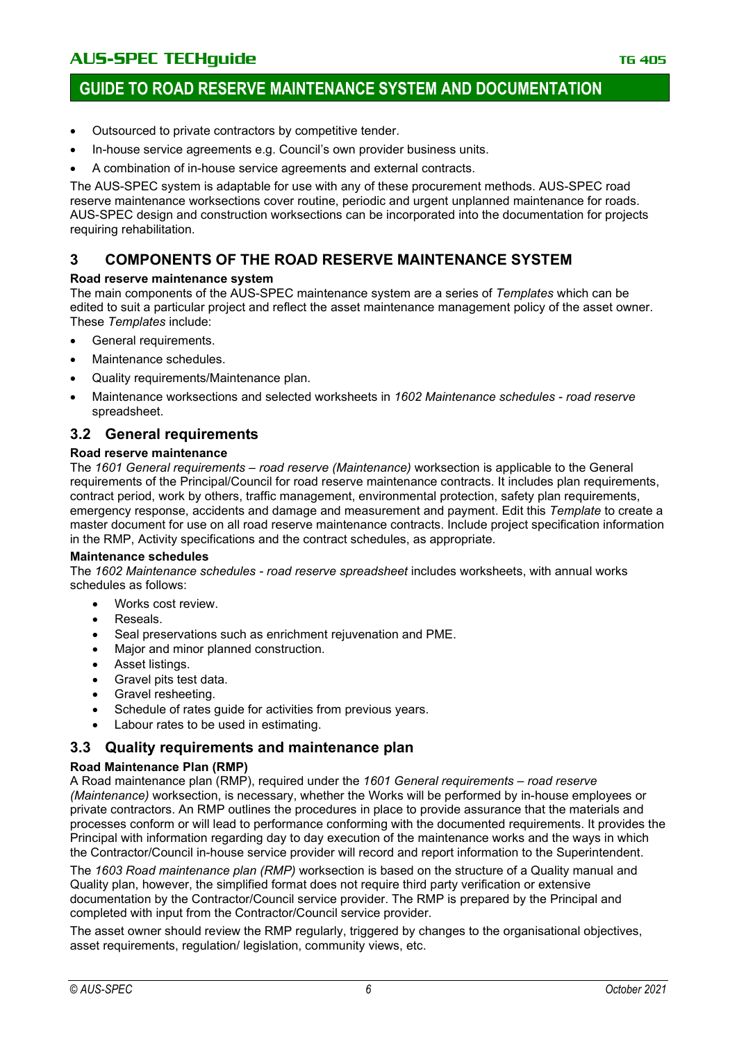- Outsourced to private contractors by competitive tender.
- In-house service agreements e.g. Council's own provider business units.
- A combination of in-house service agreements and external contracts.

The AUS-SPEC system is adaptable for use with any of these procurement methods. AUS-SPEC road reserve maintenance worksections cover routine, periodic and urgent unplanned maintenance for roads. AUS-SPEC design and construction worksections can be incorporated into the documentation for projects requiring rehabilitation.

## 3 COMPONENTS OF THE ROAD RESERVE MAINTENANCE SYSTEM

**Road reserve maintenance system**

The main components of the AUS-SPEC maintenance system are a series of *Templates* which can be edited to suit a particular project and reflect the asset maintenance management policy of the asset owner. These *Templates* include:

- General requirements.
- Maintenance schedules.
- Quality requirements/Maintenance plan.
- Maintenance worksections and selected worksheets in *1602 Maintenance schedules - road reserve* spreadsheet.

### 3.2 General requirements

**Road reserve maintenance**

The *1601 General requirements – road reserve (Maintenance)* worksection is applicable to the General requirements of the Principal/Council for road reserve maintenance contracts. It includes plan requirements, contract period, work by others, traffic management, environmental protection, safety plan requirements, emergency response, accidents and damage and measurement and payment. Edit this *Template* to create a master document for use on all road reserve maintenance contracts. Include project specification information in the RMP, Activity specifications and the contract schedules, as appropriate.

**Maintenance schedules**

The *1602 Maintenance schedules - road reserve spreadsheet* includes worksheets, with annual works schedules as follows:

- Works cost review.
- Reseals.
- Seal preservations such as enrichment rejuvenation and PME.
- Major and minor planned construction.
- Asset listings.
- Gravel pits test data.
- Gravel resheeting.
- Schedule of rates guide for activities from previous years.
- Labour rates to be used in estimating.

### 3.3 Quality requirements and maintenance plan

**Road Maintenance Plan (RMP)**

A Road maintenance plan (RMP), required under the *1601 General requirements – road reserve (Maintenance)* worksection, is necessary, whether the Works will be performed by in-house employees or private contractors. An RMP outlines the procedures in place to provide assurance that the materials and processes conform or will lead to performance conforming with the documented requirements. It provides the Principal with information regarding day to day execution of the maintenance works and the ways in which the Contractor/Council in-house service provider will record and report information to the Superintendent.

The *1603 Road maintenance plan (RMP)* worksection is based on the structure of a Quality manual and Quality plan, however, the simplified format does not require third party verification or extensive documentation by the Contractor/Council service provider. The RMP is prepared by the Principal and completed with input from the Contractor/Council service provider.

The asset owner should review the RMP regularly, triggered by changes to the organisational objectives, asset requirements, regulation/ legislation, community views, etc.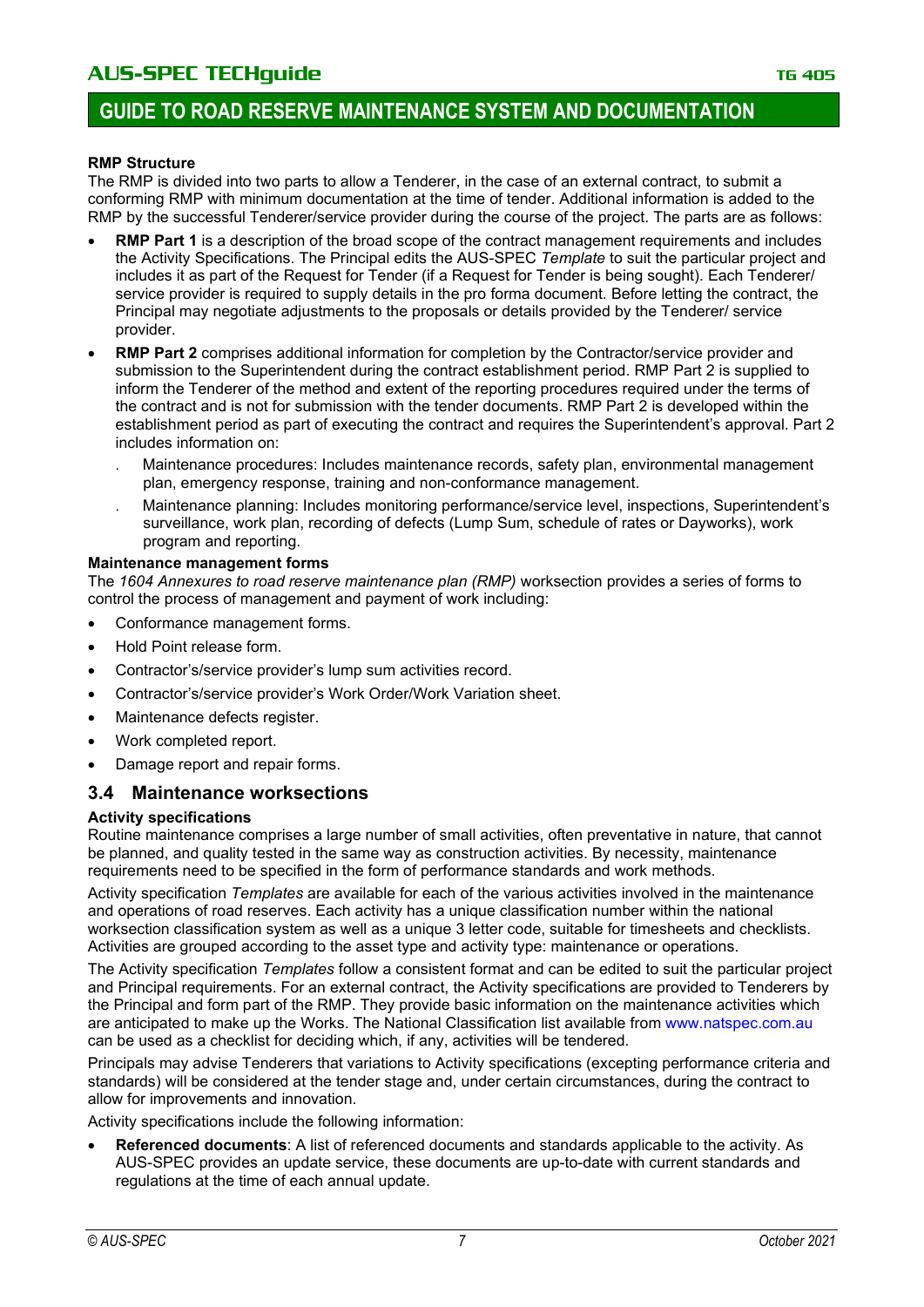**RMP Structure**

The RMP is divided into two parts to allow a Tenderer, in the case of an external contract, to submit a conforming RMP with minimum documentation at the time of tender. Additional information is added to the RMP by the successful Tenderer/service provider during the course of the project. The parts are as follows:

- **RMP Part 1** is a description of the broad scope of the contract management requirements and includes the Activity Specifications. The Principal edits the AUS-SPEC *Template* to suit the particular project and includes it as part of the Request for Tender (if a Request for Tender is being sought). Each Tenderer/ service provider is required to supply details in the pro forma document. Before letting the contract, the Principal may negotiate adjustments to the proposals or details provided by the Tenderer/ service provider.
- **RMP Part 2** comprises additional information for completion by the Contractor/service provider and submission to the Superintendent during the contract establishment period. RMP Part 2 is supplied to inform the Tenderer of the method and extent of the reporting procedures required under the terms of the contract and is not for submission with the tender documents. RMP Part 2 is developed within the establishment period as part of executing the contract and requires the Superintendent's approval. Part 2 includes information on:
  - Maintenance procedures: Includes maintenance records, safety plan, environmental management plan, emergency response, training and non-conformance management.
  - Maintenance planning: Includes monitoring performance/service level, inspections, Superintendent's surveillance, work plan, recording of defects (Lump Sum, schedule of rates or Dayworks), work program and reporting.

**Maintenance management forms**

The *1604 Annexures to road reserve maintenance plan (RMP)* worksection provides a series of forms to control the process of management and payment of work including:

- Conformance management forms.
- Hold Point release form.
- Contractor's/service provider's lump sum activities record.
- Contractor's/service provider's Work Order/Work Variation sheet.
- Maintenance defects register.
- Work completed report.
- Damage report and repair forms.

## 3.4 Maintenance worksections

**Activity specifications**

Routine maintenance comprises a large number of small activities, often preventative in nature, that cannot be planned, and quality tested in the same way as construction activities. By necessity, maintenance requirements need to be specified in the form of performance standards and work methods.

Activity specification *Templates* are available for each of the various activities involved in the maintenance and operations of road reserves. Each activity has a unique classification number within the national worksection classification system as well as a unique 3 letter code, suitable for timesheets and checklists. Activities are grouped according to the asset type and activity type: maintenance or operations.

The Activity specification *Templates* follow a consistent format and can be edited to suit the particular project and Principal requirements. For an external contract, the Activity specifications are provided to Tenderers by the Principal and form part of the RMP. They provide basic information on the maintenance activities which are anticipated to make up the Works. The National Classification list available from www.natspec.com.au can be used as a checklist for deciding which, if any, activities will be tendered.

Principals may advise Tenderers that variations to Activity specifications (excepting performance criteria and standards) will be considered at the tender stage and, under certain circumstances, during the contract to allow for improvements and innovation.

Activity specifications include the following information:

- **Referenced documents**: A list of referenced documents and standards applicable to the activity. As AUS-SPEC provides an update service, these documents are up-to-date with current standards and regulations at the time of each annual update.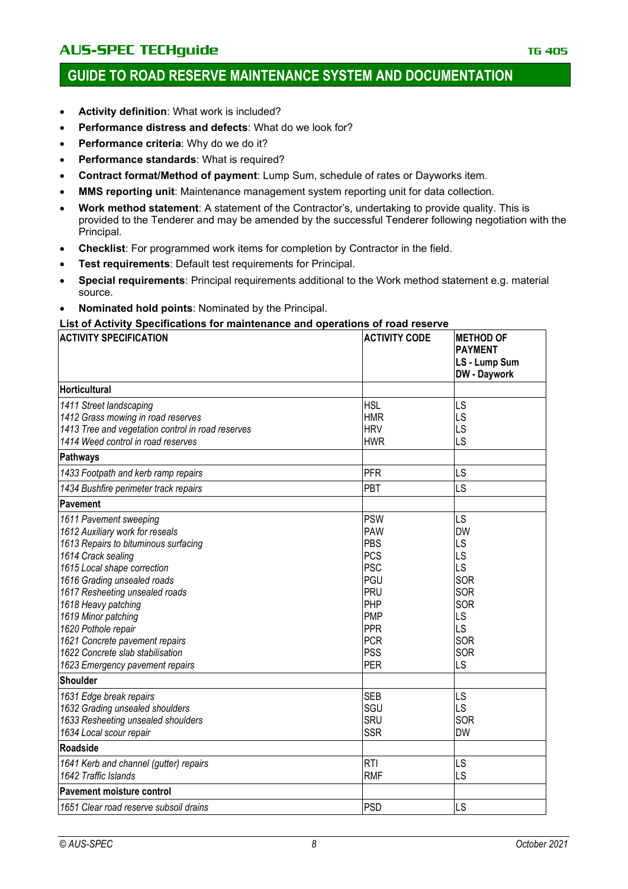- **Activity definition**: What work is included?
- **Performance distress and defects**: What do we look for?
- **Performance criteria**: Why do we do it?
- **Performance standards**: What is required?
- **Contract format/Method of payment**: Lump Sum, schedule of rates or Dayworks item.
- **MMS reporting unit**: Maintenance management system reporting unit for data collection.
- **Work method statement**: A statement of the Contractor's, undertaking to provide quality. This is provided to the Tenderer and may be amended by the successful Tenderer following negotiation with the Principal.
- **Checklist**: For programmed work items for completion by Contractor in the field.
- **Test requirements**: Default test requirements for Principal.
- **Special requirements**: Principal requirements additional to the Work method statement e.g. material source.
- **Nominated hold points**: Nominated by the Principal.

**List of Activity Specifications for maintenance and operations of road reserve**

| ACTIVITY SPECIFICATION | ACTIVITY CODE | METHOD OF PAYMENT<br>LS - Lump Sum<br>DW - Daywork |
|---|---|---|
| **Horticultural** | | |
| *1411 Street landscaping* | HSL | LS |
| *1412 Grass mowing in road reserves* | HMR | LS |
| *1413 Tree and vegetation control in road reserves* | HRV | LS |
| *1414 Weed control in road reserves* | HWR | LS |
| **Pathways** | | |
| *1433 Footpath and kerb ramp repairs* | PFR | LS |
| *1434 Bushfire perimeter track repairs* | PBT | LS |
| **Pavement** | | |
| *1611 Pavement sweeping* | PSW | LS |
| *1612 Auxiliary work for reseals* | PAW | DW |
| *1613 Repairs to bituminous surfacing* | PBS | LS |
| *1614 Crack sealing* | PCS | LS |
| *1615 Local shape correction* | PSC | LS |
| *1616 Grading unsealed roads* | PGU | SOR |
| *1617 Resheeting unsealed roads* | PRU | SOR |
| *1618 Heavy patching* | PHP | SOR |
| *1619 Minor patching* | PMP | LS |
| *1620 Pothole repair* | PPR | LS |
| *1621 Concrete pavement repairs* | PCR | SOR |
| *1622 Concrete slab stabilisation* | PSS | SOR |
| *1623 Emergency pavement repairs* | PER | LS |
| **Shoulder** | | |
| *1631 Edge break repairs* | SEB | LS |
| *1632 Grading unsealed shoulders* | SGU | LS |
| *1633 Resheeting unsealed shoulders* | SRU | SOR |
| *1634 Local scour repair* | SSR | DW |
| **Roadside** | | |
| *1641 Kerb and channel (gutter) repairs* | RTI | LS |
| *1642 Traffic Islands* | RMF | LS |
| **Pavement moisture control** | | |
| *1651 Clear road reserve subsoil drains* | PSD | LS |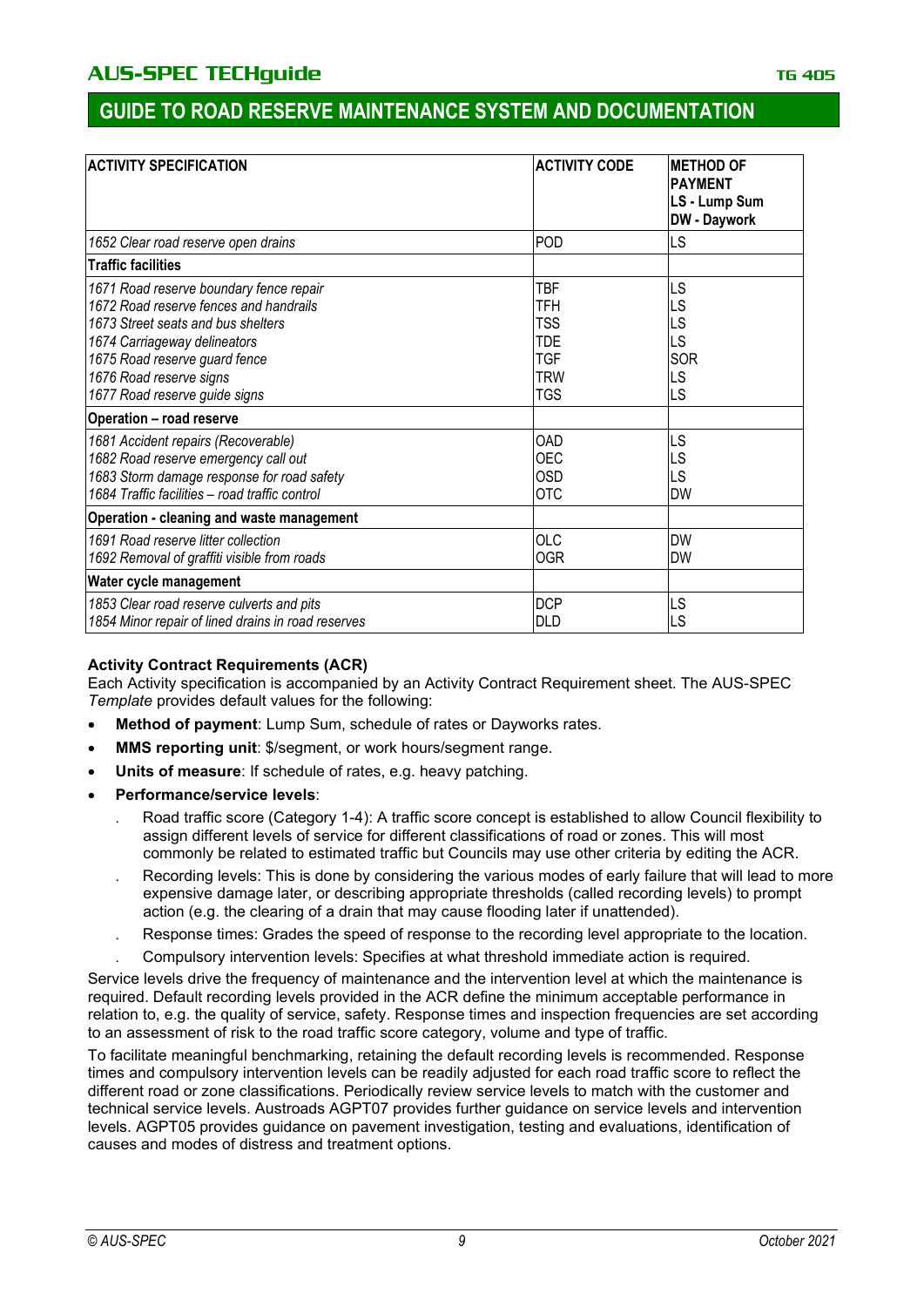| ACTIVITY SPECIFICATION | ACTIVITY CODE | METHOD OF PAYMENT LS - Lump Sum DW - Daywork |
|---|---|---|
| *1652 Clear road reserve open drains* | POD | LS |
| **Traffic facilities** | | |
| *1671 Road reserve boundary fence repair* | TBF | LS |
| *1672 Road reserve fences and handrails* | TFH | LS |
| *1673 Street seats and bus shelters* | TSS | LS |
| *1674 Carriageway delineators* | TDE | LS |
| *1675 Road reserve guard fence* | TGF | SOR |
| *1676 Road reserve signs* | TRW | LS |
| *1677 Road reserve guide signs* | TGS | LS |
| **Operation – road reserve** | | |
| *1681 Accident repairs (Recoverable)* | OAD | LS |
| *1682 Road reserve emergency call out* | OEC | LS |
| *1683 Storm damage response for road safety* | OSD | LS |
| *1684 Traffic facilities – road traffic control* | OTC | DW |
| **Operation - cleaning and waste management** | | |
| *1691 Road reserve litter collection* | OLC | DW |
| *1692 Removal of graffiti visible from roads* | OGR | DW |
| **Water cycle management** | | |
| *1853 Clear road reserve culverts and pits* | DCP | LS |
| *1854 Minor repair of lined drains in road reserves* | DLD | LS |

**Activity Contract Requirements (ACR)**

Each Activity specification is accompanied by an Activity Contract Requirement sheet. The AUS-SPEC *Template* provides default values for the following:

- **Method of payment**: Lump Sum, schedule of rates or Dayworks rates.
- **MMS reporting unit**: $/segment, or work hours/segment range.
- **Units of measure**: If schedule of rates, e.g. heavy patching.
- **Performance/service levels**:
  - Road traffic score (Category 1-4): A traffic score concept is established to allow Council flexibility to assign different levels of service for different classifications of road or zones. This will most commonly be related to estimated traffic but Councils may use other criteria by editing the ACR.
  - Recording levels: This is done by considering the various modes of early failure that will lead to more expensive damage later, or describing appropriate thresholds (called recording levels) to prompt action (e.g. the clearing of a drain that may cause flooding later if unattended).
  - Response times: Grades the speed of response to the recording level appropriate to the location.
  - Compulsory intervention levels: Specifies at what threshold immediate action is required.

Service levels drive the frequency of maintenance and the intervention level at which the maintenance is required. Default recording levels provided in the ACR define the minimum acceptable performance in relation to, e.g. the quality of service, safety. Response times and inspection frequencies are set according to an assessment of risk to the road traffic score category, volume and type of traffic.

To facilitate meaningful benchmarking, retaining the default recording levels is recommended. Response times and compulsory intervention levels can be readily adjusted for each road traffic score to reflect the different road or zone classifications. Periodically review service levels to match with the customer and technical service levels. Austroads AGPT07 provides further guidance on service levels and intervention levels. AGPT05 provides guidance on pavement investigation, testing and evaluations, identification of causes and modes of distress and treatment options.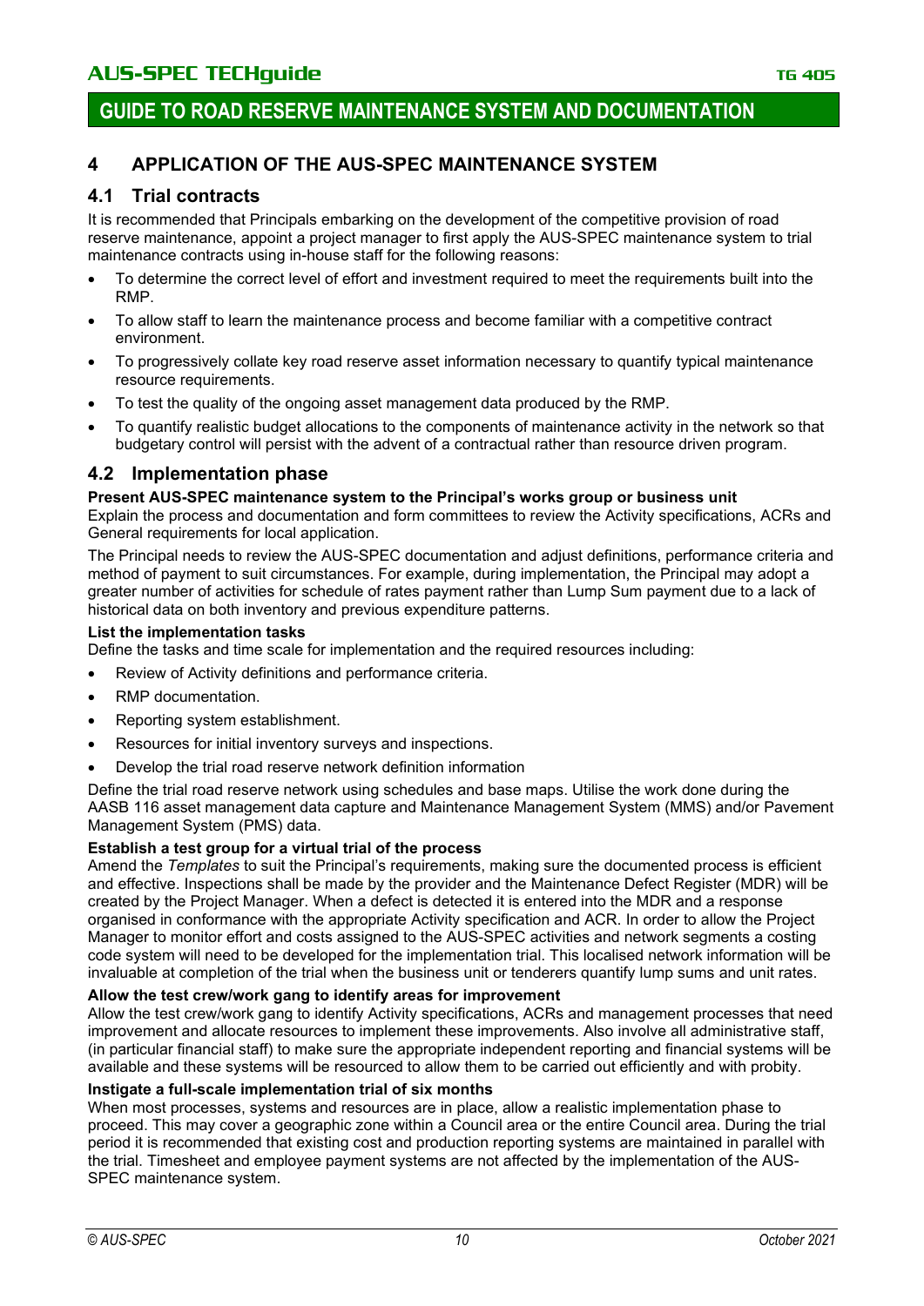# 4 APPLICATION OF THE AUS-SPEC MAINTENANCE SYSTEM

## 4.1 Trial contracts

It is recommended that Principals embarking on the development of the competitive provision of road reserve maintenance, appoint a project manager to first apply the AUS-SPEC maintenance system to trial maintenance contracts using in-house staff for the following reasons:

- To determine the correct level of effort and investment required to meet the requirements built into the RMP.
- To allow staff to learn the maintenance process and become familiar with a competitive contract environment.
- To progressively collate key road reserve asset information necessary to quantify typical maintenance resource requirements.
- To test the quality of the ongoing asset management data produced by the RMP.
- To quantify realistic budget allocations to the components of maintenance activity in the network so that budgetary control will persist with the advent of a contractual rather than resource driven program.

## 4.2 Implementation phase

**Present AUS-SPEC maintenance system to the Principal's works group or business unit**

Explain the process and documentation and form committees to review the Activity specifications, ACRs and General requirements for local application.

The Principal needs to review the AUS-SPEC documentation and adjust definitions, performance criteria and method of payment to suit circumstances. For example, during implementation, the Principal may adopt a greater number of activities for schedule of rates payment rather than Lump Sum payment due to a lack of historical data on both inventory and previous expenditure patterns.

**List the implementation tasks**

Define the tasks and time scale for implementation and the required resources including:

- Review of Activity definitions and performance criteria.
- RMP documentation.
- Reporting system establishment.
- Resources for initial inventory surveys and inspections.
- Develop the trial road reserve network definition information

Define the trial road reserve network using schedules and base maps. Utilise the work done during the AASB 116 asset management data capture and Maintenance Management System (MMS) and/or Pavement Management System (PMS) data.

**Establish a test group for a virtual trial of the process**

Amend the *Templates* to suit the Principal's requirements, making sure the documented process is efficient and effective. Inspections shall be made by the provider and the Maintenance Defect Register (MDR) will be created by the Project Manager. When a defect is detected it is entered into the MDR and a response organised in conformance with the appropriate Activity specification and ACR. In order to allow the Project Manager to monitor effort and costs assigned to the AUS-SPEC activities and network segments a costing code system will need to be developed for the implementation trial. This localised network information will be invaluable at completion of the trial when the business unit or tenderers quantify lump sums and unit rates.

**Allow the test crew/work gang to identify areas for improvement**

Allow the test crew/work gang to identify Activity specifications, ACRs and management processes that need improvement and allocate resources to implement these improvements. Also involve all administrative staff, (in particular financial staff) to make sure the appropriate independent reporting and financial systems will be available and these systems will be resourced to allow them to be carried out efficiently and with probity.

**Instigate a full-scale implementation trial of six months**

When most processes, systems and resources are in place, allow a realistic implementation phase to proceed. This may cover a geographic zone within a Council area or the entire Council area. During the trial period it is recommended that existing cost and production reporting systems are maintained in parallel with the trial. Timesheet and employee payment systems are not affected by the implementation of the AUS-SPEC maintenance system.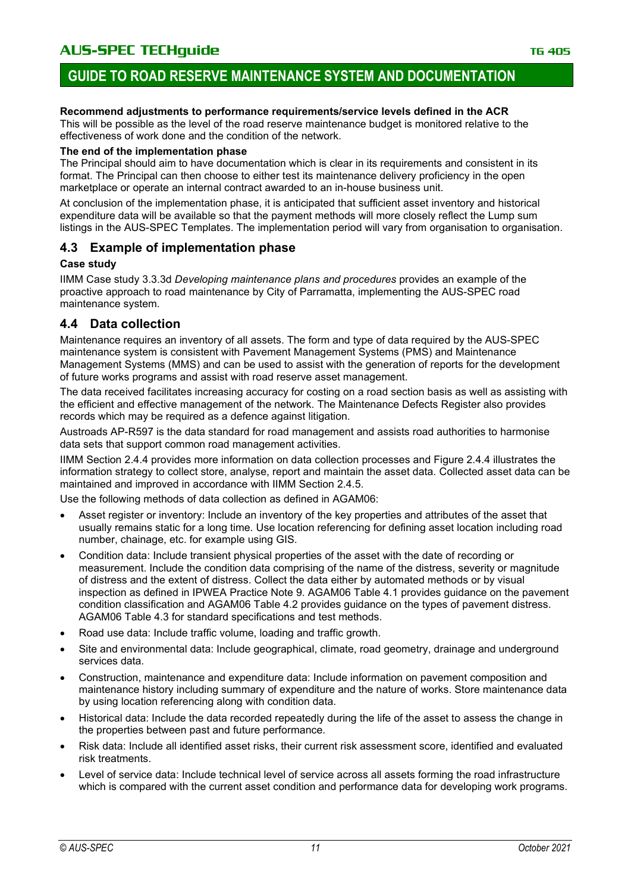**Recommend adjustments to performance requirements/service levels defined in the ACR**

This will be possible as the level of the road reserve maintenance budget is monitored relative to the effectiveness of work done and the condition of the network.

**The end of the implementation phase**

The Principal should aim to have documentation which is clear in its requirements and consistent in its format. The Principal can then choose to either test its maintenance delivery proficiency in the open marketplace or operate an internal contract awarded to an in-house business unit.

At conclusion of the implementation phase, it is anticipated that sufficient asset inventory and historical expenditure data will be available so that the payment methods will more closely reflect the Lump sum listings in the AUS-SPEC Templates. The implementation period will vary from organisation to organisation.

## 4.3 Example of implementation phase

**Case study**

IIMM Case study 3.3.3d *Developing maintenance plans and procedures* provides an example of the proactive approach to road maintenance by City of Parramatta, implementing the AUS-SPEC road maintenance system.

## 4.4 Data collection

Maintenance requires an inventory of all assets. The form and type of data required by the AUS-SPEC maintenance system is consistent with Pavement Management Systems (PMS) and Maintenance Management Systems (MMS) and can be used to assist with the generation of reports for the development of future works programs and assist with road reserve asset management.

The data received facilitates increasing accuracy for costing on a road section basis as well as assisting with the efficient and effective management of the network. The Maintenance Defects Register also provides records which may be required as a defence against litigation.

Austroads AP-R597 is the data standard for road management and assists road authorities to harmonise data sets that support common road management activities.

IIMM Section 2.4.4 provides more information on data collection processes and Figure 2.4.4 illustrates the information strategy to collect store, analyse, report and maintain the asset data. Collected asset data can be maintained and improved in accordance with IIMM Section 2.4.5.

Use the following methods of data collection as defined in AGAM06:

- Asset register or inventory: Include an inventory of the key properties and attributes of the asset that usually remains static for a long time. Use location referencing for defining asset location including road number, chainage, etc. for example using GIS.
- Condition data: Include transient physical properties of the asset with the date of recording or measurement. Include the condition data comprising of the name of the distress, severity or magnitude of distress and the extent of distress. Collect the data either by automated methods or by visual inspection as defined in IPWEA Practice Note 9. AGAM06 Table 4.1 provides guidance on the pavement condition classification and AGAM06 Table 4.2 provides guidance on the types of pavement distress. AGAM06 Table 4.3 for standard specifications and test methods.
- Road use data: Include traffic volume, loading and traffic growth.
- Site and environmental data: Include geographical, climate, road geometry, drainage and underground services data.
- Construction, maintenance and expenditure data: Include information on pavement composition and maintenance history including summary of expenditure and the nature of works. Store maintenance data by using location referencing along with condition data.
- Historical data: Include the data recorded repeatedly during the life of the asset to assess the change in the properties between past and future performance.
- Risk data: Include all identified asset risks, their current risk assessment score, identified and evaluated risk treatments.
- Level of service data: Include technical level of service across all assets forming the road infrastructure which is compared with the current asset condition and performance data for developing work programs.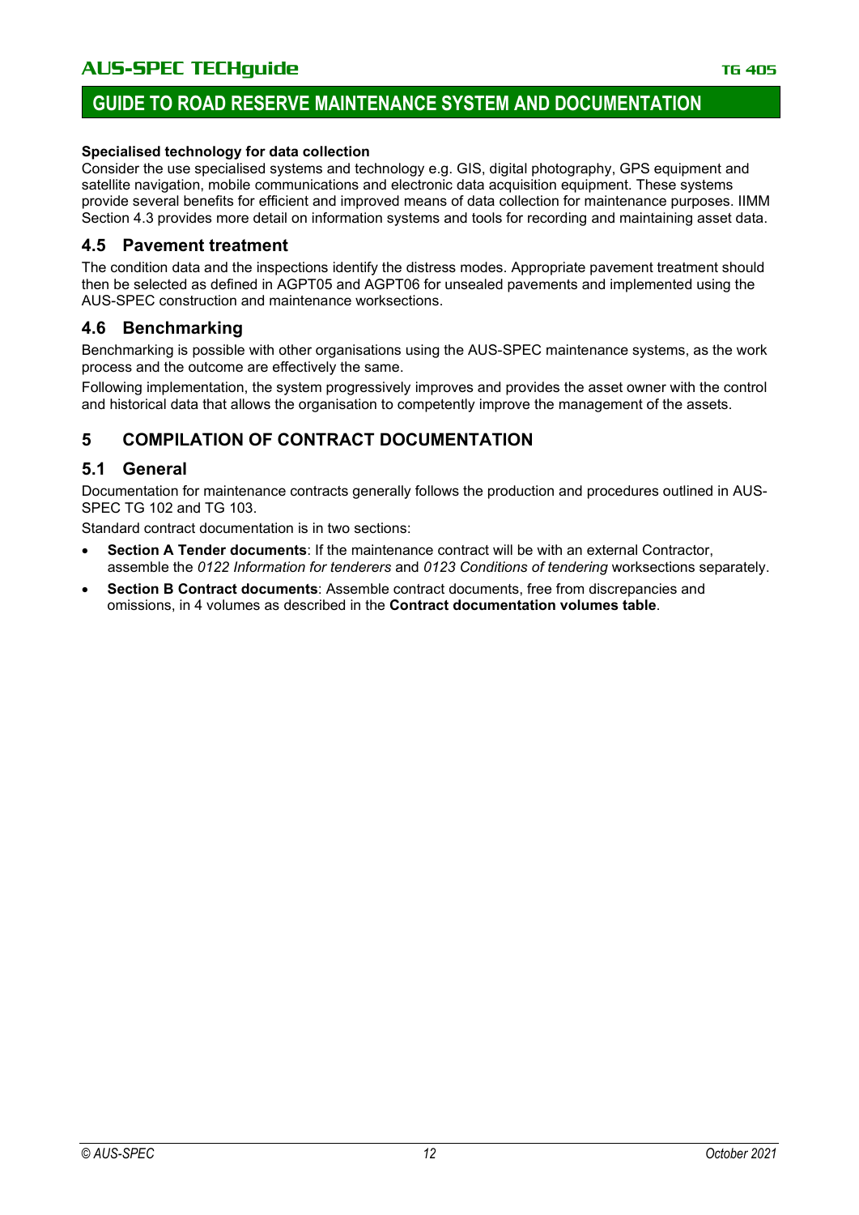**Specialised technology for data collection**

Consider the use specialised systems and technology e.g. GIS, digital photography, GPS equipment and satellite navigation, mobile communications and electronic data acquisition equipment. These systems provide several benefits for efficient and improved means of data collection for maintenance purposes. IIMM Section 4.3 provides more detail on information systems and tools for recording and maintaining asset data.

## 4.5 Pavement treatment

The condition data and the inspections identify the distress modes. Appropriate pavement treatment should then be selected as defined in AGPT05 and AGPT06 for unsealed pavements and implemented using the AUS-SPEC construction and maintenance worksections.

## 4.6 Benchmarking

Benchmarking is possible with other organisations using the AUS-SPEC maintenance systems, as the work process and the outcome are effectively the same.

Following implementation, the system progressively improves and provides the asset owner with the control and historical data that allows the organisation to competently improve the management of the assets.

# 5 COMPILATION OF CONTRACT DOCUMENTATION

## 5.1 General

Documentation for maintenance contracts generally follows the production and procedures outlined in AUS-SPEC TG 102 and TG 103.

Standard contract documentation is in two sections:

- **Section A Tender documents**: If the maintenance contract will be with an external Contractor, assemble the *0122 Information for tenderers* and *0123 Conditions of tendering* worksections separately.
- **Section B Contract documents**: Assemble contract documents, free from discrepancies and omissions, in 4 volumes as described in the **Contract documentation volumes table**.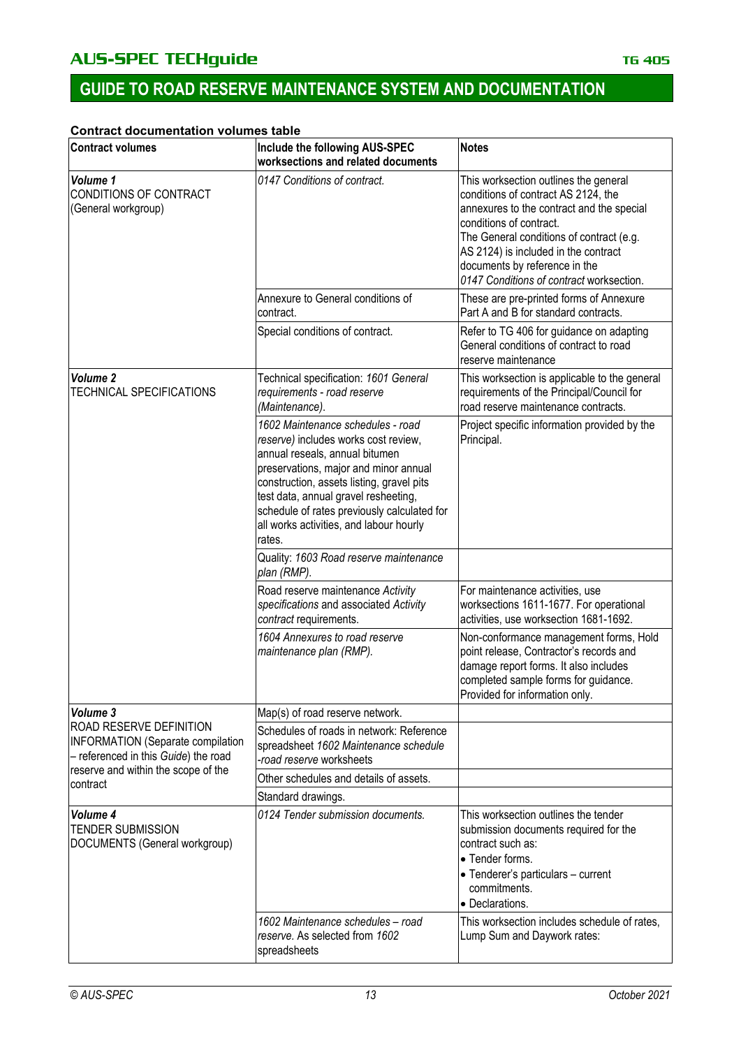**Contract documentation volumes table**

| Contract volumes | Include the following AUS-SPEC worksections and related documents | Notes |
|---|---|---|
| ***Volume 1*** CONDITIONS OF CONTRACT (General workgroup) | *0147 Conditions of contract.* | This worksection outlines the general conditions of contract AS 2124, the annexures to the contract and the special conditions of contract. The General conditions of contract (e.g. AS 2124) is included in the contract documents by reference in the *0147 Conditions of contract* worksection. |
| | Annexure to General conditions of contract. | These are pre-printed forms of Annexure Part A and B for standard contracts. |
| | Special conditions of contract. | Refer to TG 406 for guidance on adapting General conditions of contract to road reserve maintenance |
| ***Volume 2*** TECHNICAL SPECIFICATIONS | Technical specification: *1601 General requirements - road reserve (Maintenance).* | This worksection is applicable to the general requirements of the Principal/Council for road reserve maintenance contracts. |
| | *1602 Maintenance schedules - road reserve)* includes works cost review, annual reseals, annual bitumen preservations, major and minor annual construction, assets listing, gravel pits test data, annual gravel resheeting, schedule of rates previously calculated for all works activities, and labour hourly rates. | Project specific information provided by the Principal. |
| | Quality: *1603 Road reserve maintenance plan (RMP).* | |
| | Road reserve maintenance *Activity specifications* and associated *Activity contract* requirements. | For maintenance activities, use worksections 1611-1677. For operational activities, use worksection 1681-1692. |
| | *1604 Annexures to road reserve maintenance plan (RMP).* | Non-conformance management forms, Hold point release, Contractor's records and damage report forms. It also includes completed sample forms for guidance. Provided for information only. |
| ***Volume 3*** ROAD RESERVE DEFINITION INFORMATION (Separate compilation – referenced in this *Guide*) the road reserve and within the scope of the contract | Map(s) of road reserve network. | |
| | Schedules of roads in network: Reference spreadsheet *1602 Maintenance schedule -road reserve* worksheets | |
| | Other schedules and details of assets. | |
| | Standard drawings. | |
| ***Volume 4*** TENDER SUBMISSION DOCUMENTS (General workgroup) | *0124 Tender submission documents.* | This worksection outlines the tender submission documents required for the contract such as: • Tender forms. • Tenderer's particulars – current commitments. • Declarations. |
| | *1602 Maintenance schedules – road reserve.* As selected from *1602* spreadsheets | This worksection includes schedule of rates, Lump Sum and Daywork rates: |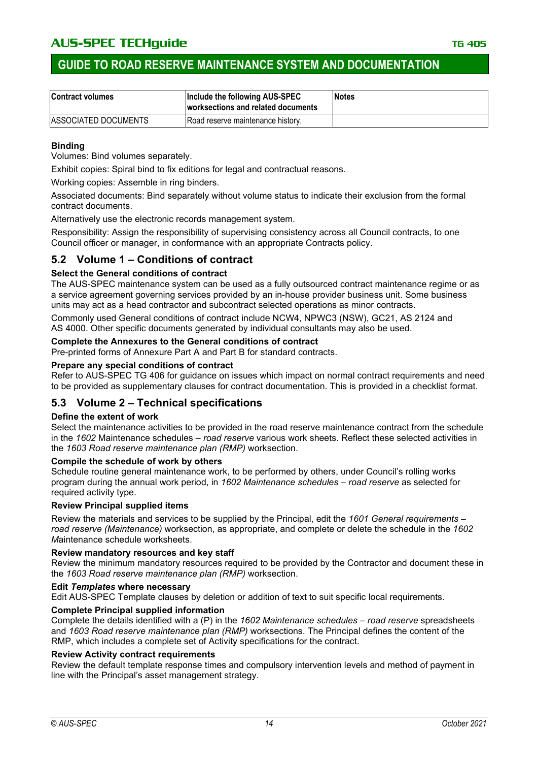| Contract volumes | Include the following AUS-SPEC worksections and related documents | Notes |
| --- | --- | --- |
| ASSOCIATED DOCUMENTS | Road reserve maintenance history. | |

**Binding**

Volumes: Bind volumes separately.

Exhibit copies: Spiral bind to fix editions for legal and contractual reasons.

Working copies: Assemble in ring binders.

Associated documents: Bind separately without volume status to indicate their exclusion from the formal contract documents.

Alternatively use the electronic records management system.

Responsibility: Assign the responsibility of supervising consistency across all Council contracts, to one Council officer or manager, in conformance with an appropriate Contracts policy.

## 5.2 Volume 1 – Conditions of contract

**Select the General conditions of contract**

The AUS-SPEC maintenance system can be used as a fully outsourced contract maintenance regime or as a service agreement governing services provided by an in-house provider business unit. Some business units may act as a head contractor and subcontract selected operations as minor contracts.

Commonly used General conditions of contract include NCW4, NPWC3 (NSW), GC21, AS 2124 and AS 4000. Other specific documents generated by individual consultants may also be used.

**Complete the Annexures to the General conditions of contract**

Pre-printed forms of Annexure Part A and Part B for standard contracts.

**Prepare any special conditions of contract**

Refer to AUS-SPEC TG 406 for guidance on issues which impact on normal contract requirements and need to be provided as supplementary clauses for contract documentation. This is provided in a checklist format.

## 5.3 Volume 2 – Technical specifications

**Define the extent of work**

Select the maintenance activities to be provided in the road reserve maintenance contract from the schedule in the *1602* Maintenance schedules – *road reserve* various work sheets. Reflect these selected activities in the *1603 Road reserve maintenance plan (RMP)* worksection.

**Compile the schedule of work by others**

Schedule routine general maintenance work, to be performed by others, under Council's rolling works program during the annual work period, in *1602 Maintenance schedules – road reserve* as selected for required activity type.

**Review Principal supplied items**

Review the materials and services to be supplied by the Principal, edit the *1601 General requirements – road reserve (Maintenance)* worksection, as appropriate, and complete or delete the schedule in the *1602 M*aintenance schedule worksheets.

**Review mandatory resources and key staff**

Review the minimum mandatory resources required to be provided by the Contractor and document these in the *1603 Road reserve maintenance plan (RMP)* worksection.

**Edit *Templates* where necessary**

Edit AUS-SPEC Template clauses by deletion or addition of text to suit specific local requirements.

**Complete Principal supplied information**

Complete the details identified with a (P) in the *1602 Maintenance schedules – road reserve* spreadsheets and *1603 Road reserve maintenance plan (RMP)* worksections. The Principal defines the content of the RMP, which includes a complete set of Activity specifications for the contract.

**Review Activity contract requirements**

Review the default template response times and compulsory intervention levels and method of payment in line with the Principal's asset management strategy.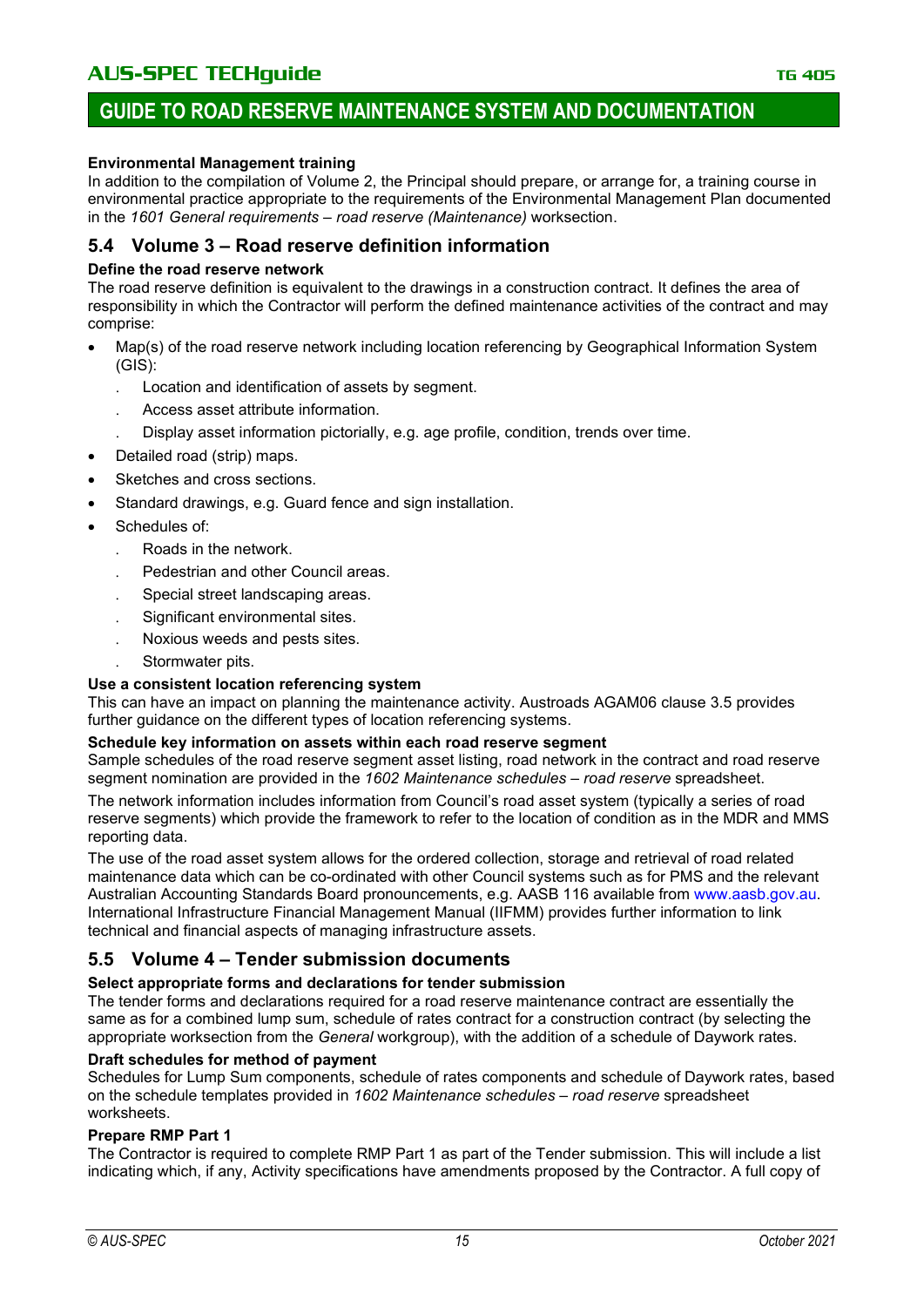**Environmental Management training**

In addition to the compilation of Volume 2, the Principal should prepare, or arrange for, a training course in environmental practice appropriate to the requirements of the Environmental Management Plan documented in the *1601 General requirements – road reserve (Maintenance)* worksection.

## 5.4 Volume 3 – Road reserve definition information

**Define the road reserve network**

The road reserve definition is equivalent to the drawings in a construction contract. It defines the area of responsibility in which the Contractor will perform the defined maintenance activities of the contract and may comprise:

- Map(s) of the road reserve network including location referencing by Geographical Information System (GIS):
  - Location and identification of assets by segment.
  - Access asset attribute information.
  - Display asset information pictorially, e.g. age profile, condition, trends over time.
- Detailed road (strip) maps.
- Sketches and cross sections.
- Standard drawings, e.g. Guard fence and sign installation.
- Schedules of:
  - Roads in the network.
  - Pedestrian and other Council areas.
  - Special street landscaping areas.
  - Significant environmental sites.
  - Noxious weeds and pests sites.
  - Stormwater pits.

**Use a consistent location referencing system**

This can have an impact on planning the maintenance activity. Austroads AGAM06 clause 3.5 provides further guidance on the different types of location referencing systems.

**Schedule key information on assets within each road reserve segment**

Sample schedules of the road reserve segment asset listing, road network in the contract and road reserve segment nomination are provided in the *1602 Maintenance schedules – road reserve* spreadsheet.

The network information includes information from Council's road asset system (typically a series of road reserve segments) which provide the framework to refer to the location of condition as in the MDR and MMS reporting data.

The use of the road asset system allows for the ordered collection, storage and retrieval of road related maintenance data which can be co-ordinated with other Council systems such as for PMS and the relevant Australian Accounting Standards Board pronouncements, e.g. AASB 116 available from www.aasb.gov.au. International Infrastructure Financial Management Manual (IIFMM) provides further information to link technical and financial aspects of managing infrastructure assets.

## 5.5 Volume 4 – Tender submission documents

**Select appropriate forms and declarations for tender submission**

The tender forms and declarations required for a road reserve maintenance contract are essentially the same as for a combined lump sum, schedule of rates contract for a construction contract (by selecting the appropriate worksection from the *General* workgroup), with the addition of a schedule of Daywork rates.

**Draft schedules for method of payment**

Schedules for Lump Sum components, schedule of rates components and schedule of Daywork rates, based on the schedule templates provided in *1602 Maintenance schedules – road reserve* spreadsheet worksheets.

**Prepare RMP Part 1**

The Contractor is required to complete RMP Part 1 as part of the Tender submission. This will include a list indicating which, if any, Activity specifications have amendments proposed by the Contractor. A full copy of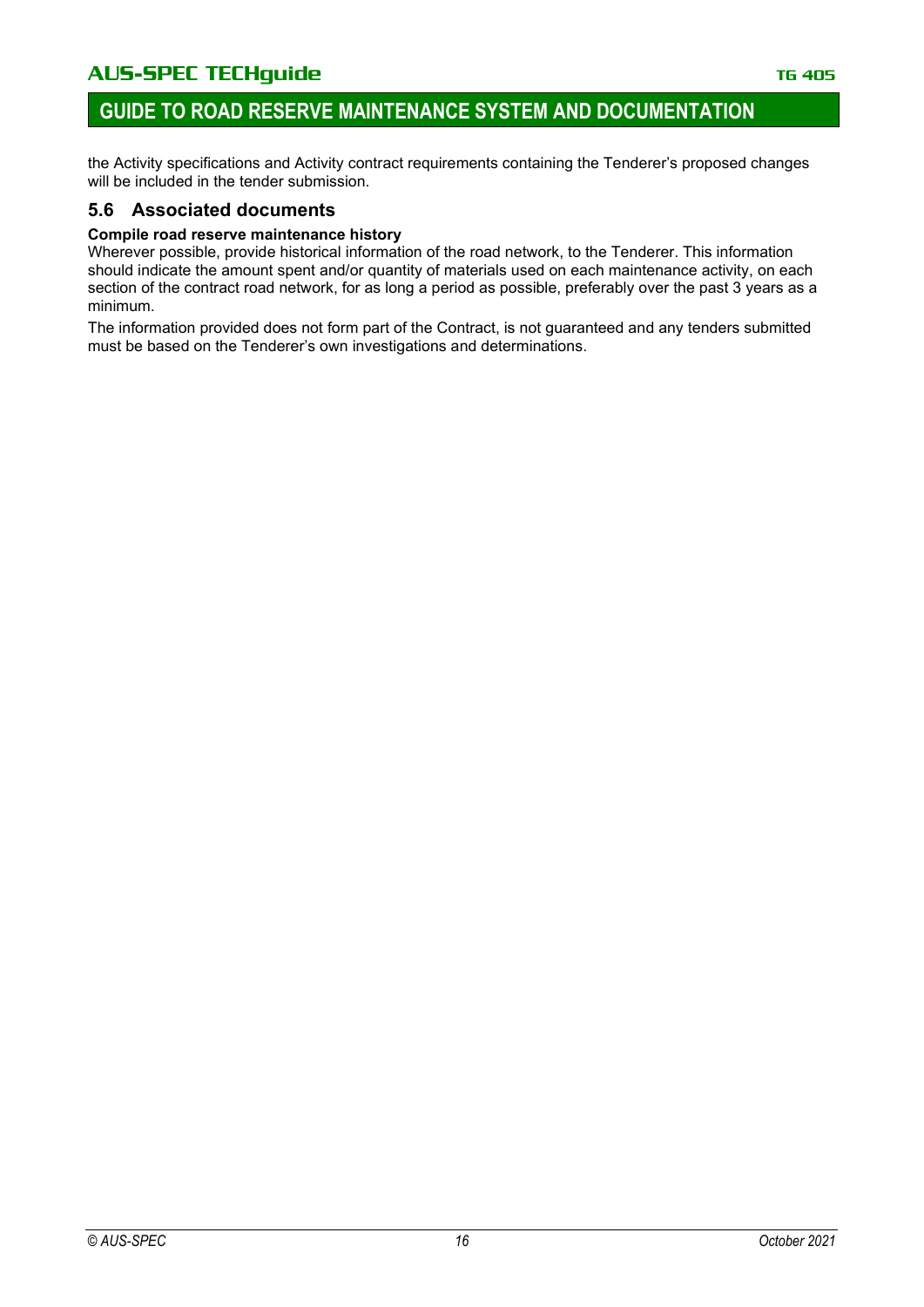the Activity specifications and Activity contract requirements containing the Tenderer's proposed changes will be included in the tender submission.

## 5.6 Associated documents

**Compile road reserve maintenance history**

Wherever possible, provide historical information of the road network, to the Tenderer. This information should indicate the amount spent and/or quantity of materials used on each maintenance activity, on each section of the contract road network, for as long a period as possible, preferably over the past 3 years as a minimum.

The information provided does not form part of the Contract, is not guaranteed and any tenders submitted must be based on the Tenderer's own investigations and determinations.